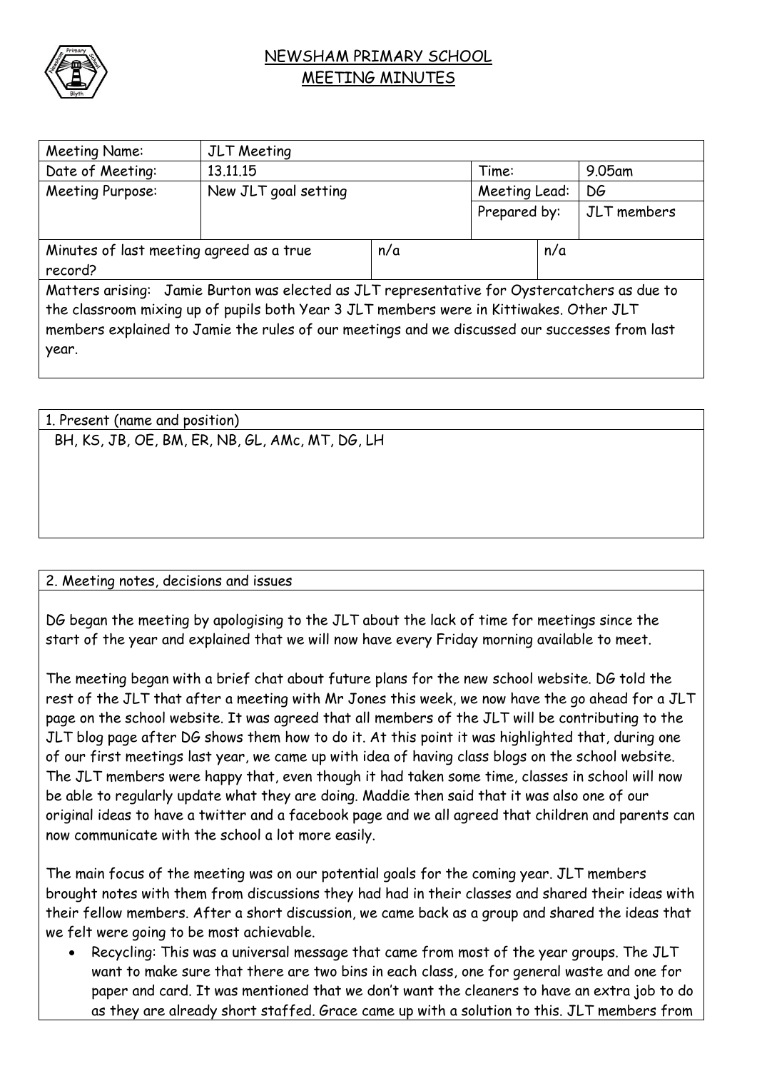# NEWSHAM PRIMARY SCHOOL
## MEETING MINUTES

| Meeting Name: | JLT Meeting | | | |
|---|---|---|---|---|
| Date of Meeting: | 13.11.15 | | Time: | 9.05am |
| Meeting Purpose: | New JLT goal setting | | Meeting Lead: | DG |
| | | | Prepared by: | JLT members |
| Minutes of last meeting agreed as a true record? | | n/a | | n/a |

Matters arising: Jamie Burton was elected as JLT representative for Oystercatchers as due to the classroom mixing up of pupils both Year 3 JLT members were in Kittiwakes. Other JLT members explained to Jamie the rules of our meetings and we discussed our successes from last year.

**1. Present (name and position)**

BH, KS, JB, OE, BM, ER, NB, GL, AMc, MT, DG, LH

**2. Meeting notes, decisions and issues**

DG began the meeting by apologising to the JLT about the lack of time for meetings since the start of the year and explained that we will now have every Friday morning available to meet.

The meeting began with a brief chat about future plans for the new school website. DG told the rest of the JLT that after a meeting with Mr Jones this week, we now have the go ahead for a JLT page on the school website. It was agreed that all members of the JLT will be contributing to the JLT blog page after DG shows them how to do it. At this point it was highlighted that, during one of our first meetings last year, we came up with idea of having class blogs on the school website. The JLT members were happy that, even though it had taken some time, classes in school will now be able to regularly update what they are doing. Maddie then said that it was also one of our original ideas to have a twitter and a facebook page and we all agreed that children and parents can now communicate with the school a lot more easily.

The main focus of the meeting was on our potential goals for the coming year. JLT members brought notes with them from discussions they had had in their classes and shared their ideas with their fellow members. After a short discussion, we came back as a group and shared the ideas that we felt were going to be most achievable.

- Recycling: This was a universal message that came from most of the year groups. The JLT want to make sure that there are two bins in each class, one for general waste and one for paper and card. It was mentioned that we don't want the cleaners to have an extra job to do as they are already short staffed. Grace came up with a solution to this. JLT members from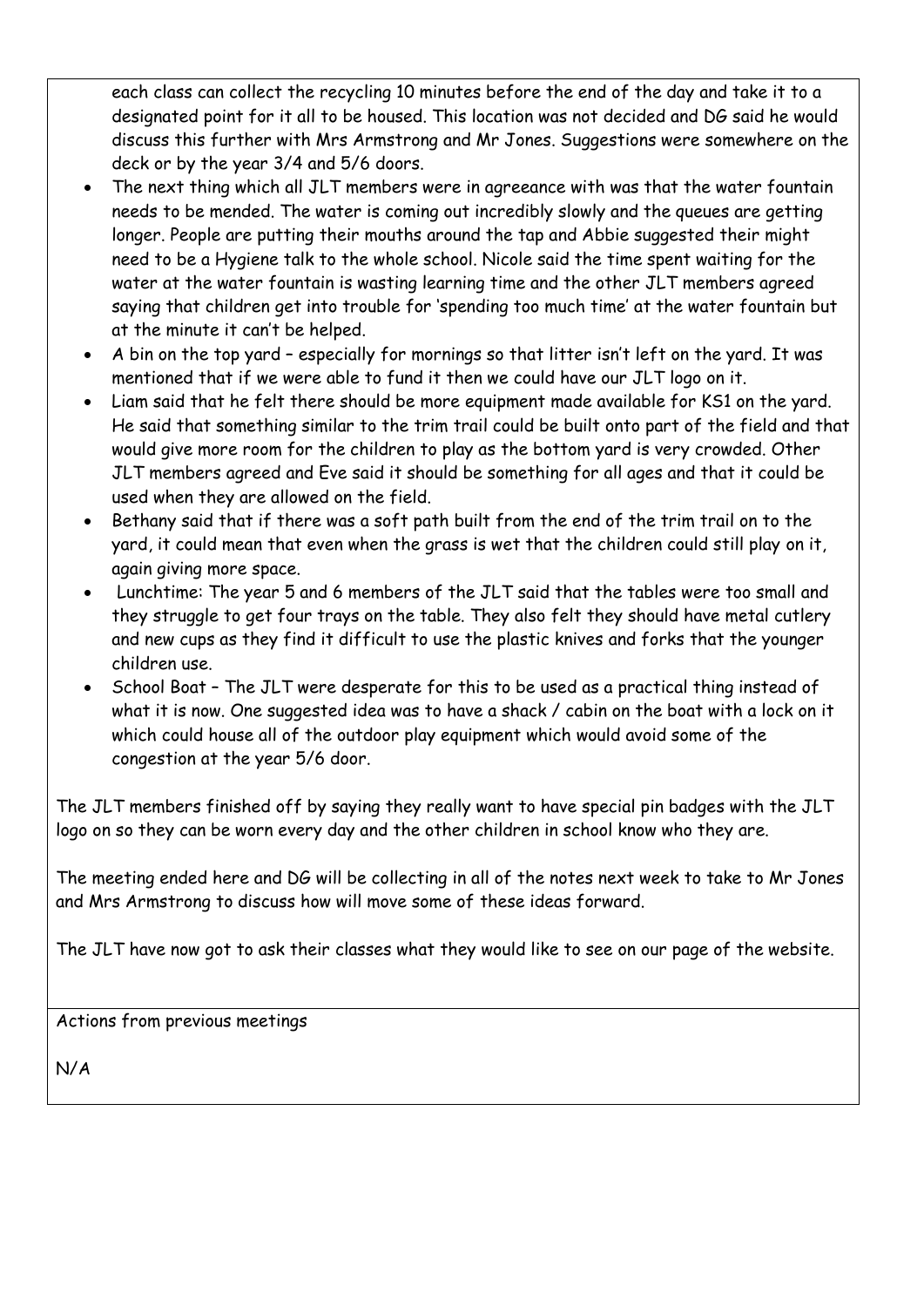each class can collect the recycling 10 minutes before the end of the day and take it to a designated point for it all to be housed. This location was not decided and DG said he would discuss this further with Mrs Armstrong and Mr Jones. Suggestions were somewhere on the deck or by the year 3/4 and 5/6 doors.

- The next thing which all JLT members were in agreeance with was that the water fountain needs to be mended. The water is coming out incredibly slowly and the queues are getting longer. People are putting their mouths around the tap and Abbie suggested their might need to be a Hygiene talk to the whole school. Nicole said the time spent waiting for the water at the water fountain is wasting learning time and the other JLT members agreed saying that children get into trouble for 'spending too much time' at the water fountain but at the minute it can't be helped.
- A bin on the top yard – especially for mornings so that litter isn't left on the yard. It was mentioned that if we were able to fund it then we could have our JLT logo on it.
- Liam said that he felt there should be more equipment made available for KS1 on the yard. He said that something similar to the trim trail could be built onto part of the field and that would give more room for the children to play as the bottom yard is very crowded. Other JLT members agreed and Eve said it should be something for all ages and that it could be used when they are allowed on the field.
- Bethany said that if there was a soft path built from the end of the trim trail on to the yard, it could mean that even when the grass is wet that the children could still play on it, again giving more space.
- Lunchtime: The year 5 and 6 members of the JLT said that the tables were too small and they struggle to get four trays on the table. They also felt they should have metal cutlery and new cups as they find it difficult to use the plastic knives and forks that the younger children use.
- School Boat – The JLT were desperate for this to be used as a practical thing instead of what it is now. One suggested idea was to have a shack / cabin on the boat with a lock on it which could house all of the outdoor play equipment which would avoid some of the congestion at the year 5/6 door.

The JLT members finished off by saying they really want to have special pin badges with the JLT logo on so they can be worn every day and the other children in school know who they are.

The meeting ended here and DG will be collecting in all of the notes next week to take to Mr Jones and Mrs Armstrong to discuss how will move some of these ideas forward.

The JLT have now got to ask their classes what they would like to see on our page of the website.

Actions from previous meetings

N/A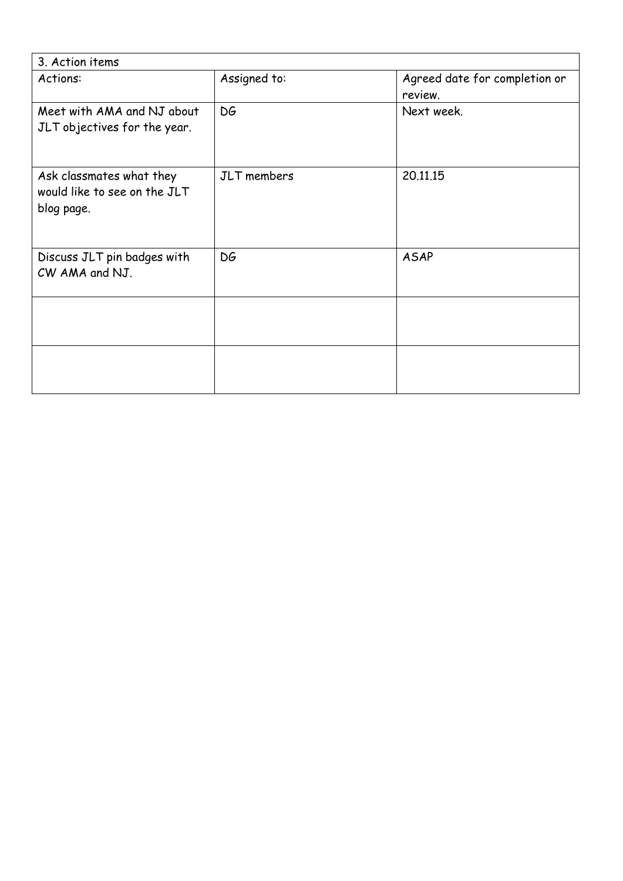| 3. Action items | | |
| --- | --- | --- |
| Actions: | Assigned to: | Agreed date for completion or review. |
| Meet with AMA and NJ about JLT objectives for the year. | DG | Next week. |
| Ask classmates what they would like to see on the JLT blog page. | JLT members | 20.11.15 |
| Discuss JLT pin badges with CW AMA and NJ. | DG | ASAP |
| | | |
| | | |